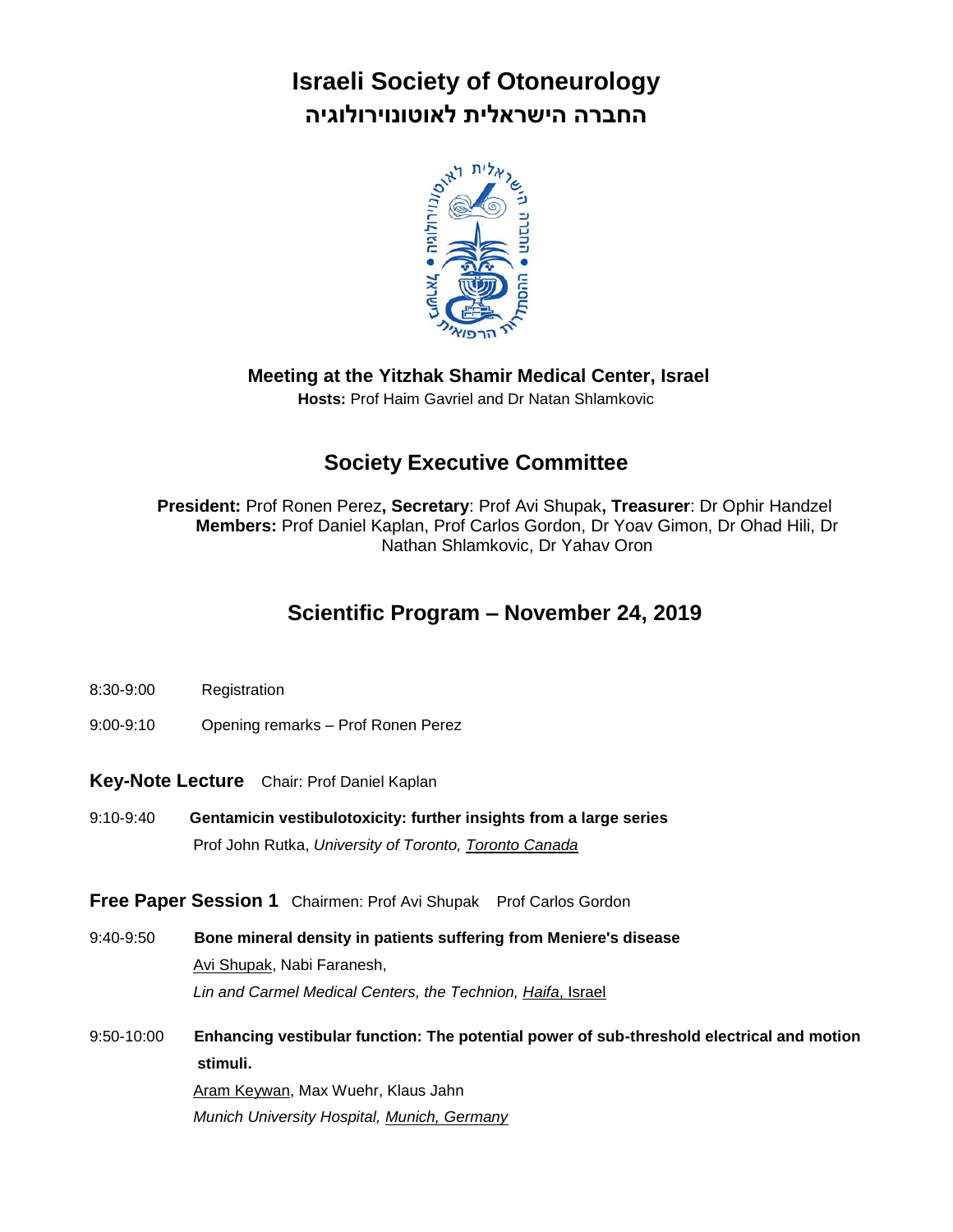# Israeli Society of Otoneurology

# החברה הישראלית לאוטונוירולוגיה

**Meeting at the Yitzhak Shamir Medical Center, Israel**

**Hosts:** Prof Haim Gavriel and Dr Natan Shlamkovic

## Society Executive Committee

**President:** Prof Ronen Perez**, Secretary**: Prof Avi Shupak**, Treasurer**: Dr Ophir Handzel
**Members:** Prof Daniel Kaplan, Prof Carlos Gordon, Dr Yoav Gimon, Dr Ohad Hili, Dr Nathan Shlamkovic, Dr Yahav Oron

## Scientific Program – November 24, 2019

8:30-9:00 Registration

9:00-9:10 Opening remarks – Prof Ronen Perez

**Key-Note Lecture** Chair: Prof Daniel Kaplan

9:10-9:40 **Gentamicin vestibulotoxicity: further insights from a large series**
Prof John Rutka, *University of Toronto, Toronto Canada*

**Free Paper Session 1** Chairmen: Prof Avi Shupak Prof Carlos Gordon

9:40-9:50 **Bone mineral density in patients suffering from Meniere's disease**
Avi Shupak, Nabi Faranesh,
*Lin and Carmel Medical Centers, the Technion, Haifa*, Israel

9:50-10:00 **Enhancing vestibular function: The potential power of sub-threshold electrical and motion stimuli.**
Aram Keywan, Max Wuehr, Klaus Jahn
*Munich University Hospital, Munich, Germany*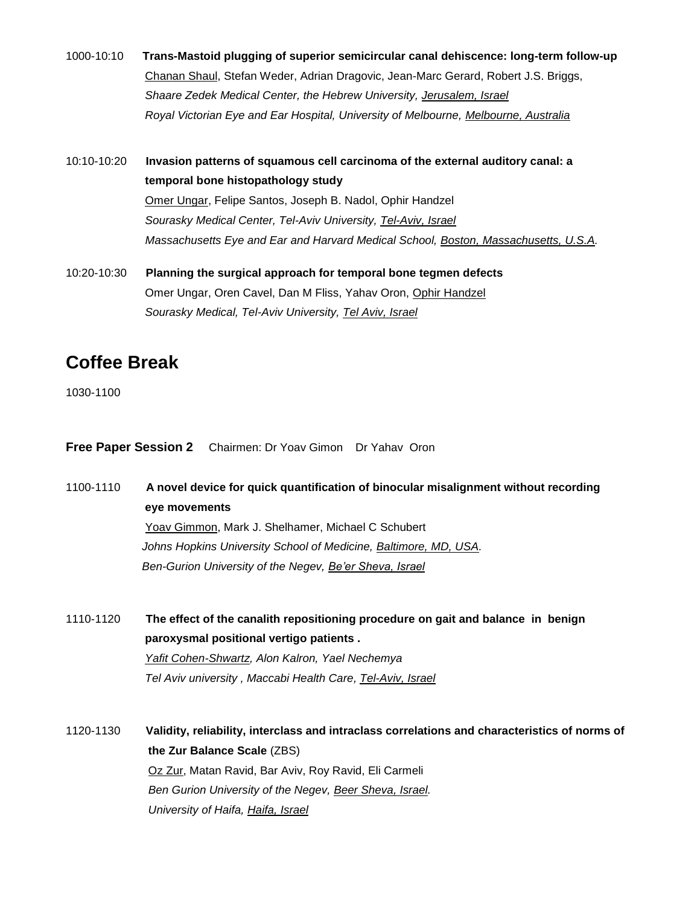1000-10:10 **Trans-Mastoid plugging of superior semicircular canal dehiscence: long-term follow-up**
Chanan Shaul, Stefan Weder, Adrian Dragovic, Jean-Marc Gerard, Robert J.S. Briggs,
*Shaare Zedek Medical Center, the Hebrew University, Jerusalem, Israel*
*Royal Victorian Eye and Ear Hospital, University of Melbourne, Melbourne, Australia*

10:10-10:20 **Invasion patterns of squamous cell carcinoma of the external auditory canal: a temporal bone histopathology study**
Omer Ungar, Felipe Santos, Joseph B. Nadol, Ophir Handzel
*Sourasky Medical Center, Tel-Aviv University, Tel-Aviv, Israel*
*Massachusetts Eye and Ear and Harvard Medical School, Boston, Massachusetts, U.S.A.*

10:20-10:30 **Planning the surgical approach for temporal bone tegmen defects**
Omer Ungar, Oren Cavel, Dan M Fliss, Yahav Oron, Ophir Handzel
*Sourasky Medical, Tel-Aviv University, Tel Aviv, Israel*

## Coffee Break

1030-1100

**Free Paper Session 2** Chairmen: Dr Yoav Gimon Dr Yahav Oron

1100-1110 **A novel device for quick quantification of binocular misalignment without recording eye movements**
Yoav Gimmon, Mark J. Shelhamer, Michael C Schubert
*Johns Hopkins University School of Medicine, Baltimore, MD, USA.*
*Ben-Gurion University of the Negev, Be'er Sheva, Israel*

1110-1120 **The effect of the canalith repositioning procedure on gait and balance in benign paroxysmal positional vertigo patients .**
*Yafit Cohen-Shwartz, Alon Kalron, Yael Nechemya*
*Tel Aviv university , Maccabi Health Care, Tel-Aviv, Israel*

1120-1130 **Validity, reliability, interclass and intraclass correlations and characteristics of norms of the Zur Balance Scale** (ZBS)
Oz Zur, Matan Ravid, Bar Aviv, Roy Ravid, Eli Carmeli
*Ben Gurion University of the Negev, Beer Sheva, Israel.*
*University of Haifa, Haifa, Israel*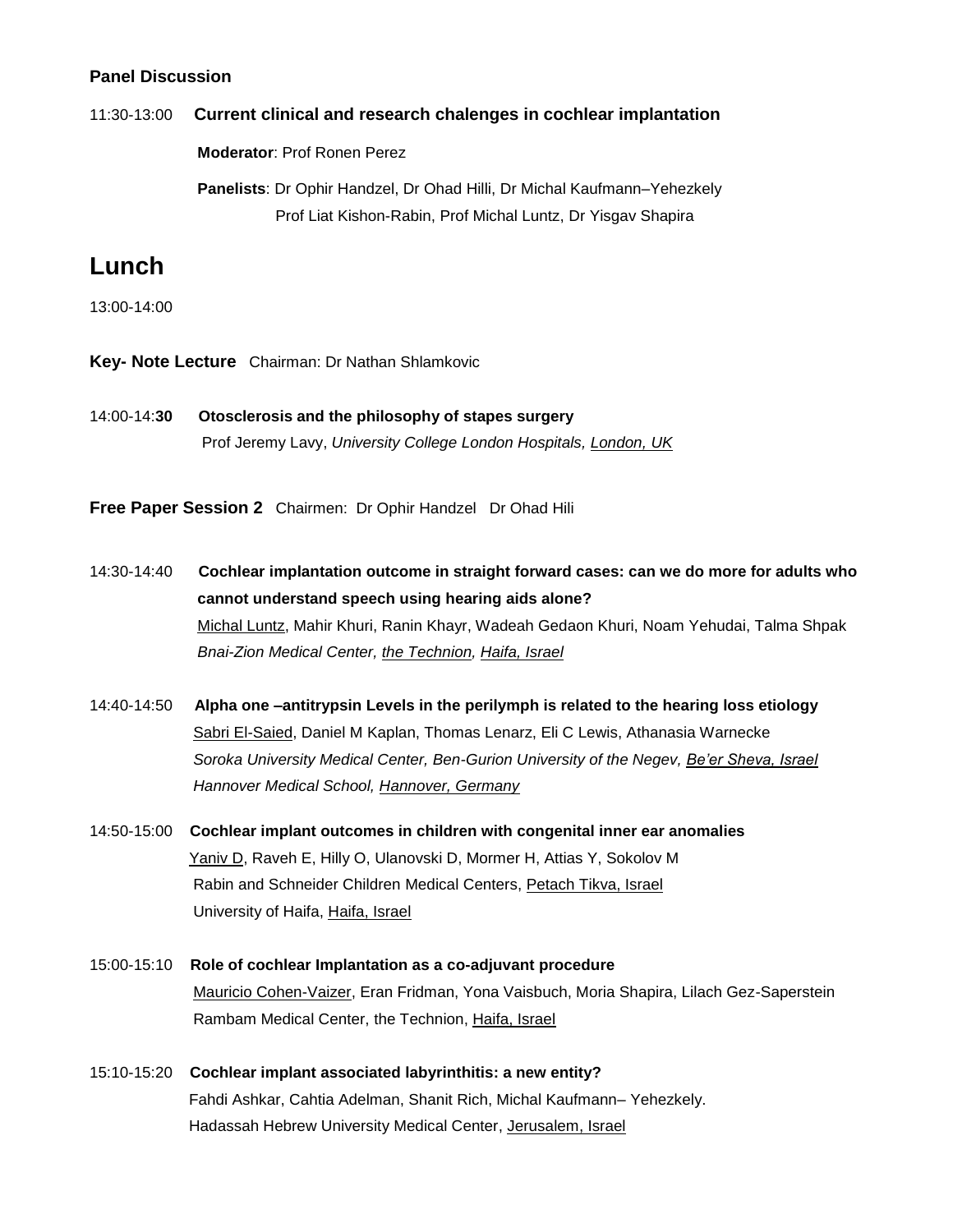**Panel Discussion**

11:30-13:00 **Current clinical and research chalenges in cochlear implantation**

**Moderator**: Prof Ronen Perez

**Panelists**: Dr Ophir Handzel, Dr Ohad Hilli, Dr Michal Kaufmann–Yehezkely
Prof Liat Kishon-Rabin, Prof Michal Luntz, Dr Yisgav Shapira

# Lunch

13:00-14:00

**Key- Note Lecture** Chairman: Dr Nathan Shlamkovic

14:00-14:**30** **Otosclerosis and the philosophy of stapes surgery**
Prof Jeremy Lavy, *University College London Hospitals, London, UK*

**Free Paper Session 2** Chairmen: Dr Ophir Handzel Dr Ohad Hili

14:30-14:40 **Cochlear implantation outcome in straight forward cases: can we do more for adults who cannot understand speech using hearing aids alone?**
Michal Luntz, Mahir Khuri, Ranin Khayr, Wadeah Gedaon Khuri, Noam Yehudai, Talma Shpak
*Bnai-Zion Medical Center, the Technion, Haifa, Israel*

14:40-14:50 **Alpha one –antitrypsin Levels in the perilymph is related to the hearing loss etiology**
Sabri El-Saied, Daniel M Kaplan, Thomas Lenarz, Eli C Lewis, Athanasia Warnecke
*Soroka University Medical Center, Ben-Gurion University of the Negev, Be'er Sheva, Israel*
*Hannover Medical School, Hannover, Germany*

14:50-15:00 **Cochlear implant outcomes in children with congenital inner ear anomalies**
Yaniv D, Raveh E, Hilly O, Ulanovski D, Mormer H, Attias Y, Sokolov M
Rabin and Schneider Children Medical Centers, Petach Tikva, Israel
University of Haifa, Haifa, Israel

15:00-15:10 **Role of cochlear Implantation as a co-adjuvant procedure**
Mauricio Cohen-Vaizer, Eran Fridman, Yona Vaisbuch, Moria Shapira, Lilach Gez-Saperstein
Rambam Medical Center, the Technion, Haifa, Israel

15:10-15:20 **Cochlear implant associated labyrinthitis: a new entity?**
Fahdi Ashkar, Cahtia Adelman, Shanit Rich, Michal Kaufmann– Yehezkely.
Hadassah Hebrew University Medical Center, Jerusalem, Israel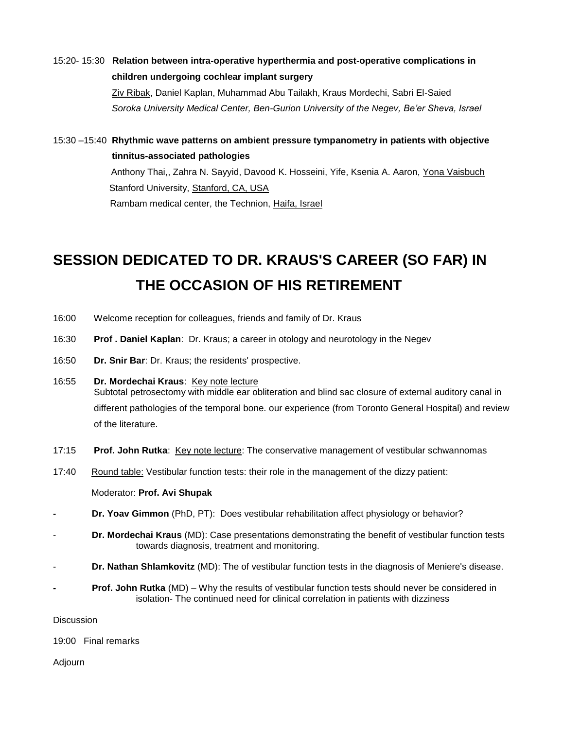15:20- 15:30 **Relation between intra-operative hyperthermia and post-operative complications in children undergoing cochlear implant surgery**

Ziv Ribak, Daniel Kaplan, Muhammad Abu Tailakh, Kraus Mordechi, Sabri El-Saied

*Soroka University Medical Center, Ben-Gurion University of the Negev, Be'er Sheva, Israel*

15:30 –15:40 **Rhythmic wave patterns on ambient pressure tympanometry in patients with objective tinnitus-associated pathologies**

Anthony Thai,, Zahra N. Sayyid, Davood K. Hosseini, Yife, Ksenia A. Aaron, Yona Vaisbuch

Stanford University, Stanford, CA, USA

Rambam medical center, the Technion, Haifa, Israel

# SESSION DEDICATED TO DR. KRAUS'S CAREER (SO FAR) IN THE OCCASION OF HIS RETIREMENT

16:00 Welcome reception for colleagues, friends and family of Dr. Kraus

16:30 **Prof . Daniel Kaplan**: Dr. Kraus; a career in otology and neurotology in the Negev

16:50 **Dr. Snir Bar**: Dr. Kraus; the residents' prospective.

16:55 **Dr. Mordechai Kraus**: Key note lecture
Subtotal petrosectomy with middle ear obliteration and blind sac closure of external auditory canal in different pathologies of the temporal bone. our experience (from Toronto General Hospital) and review of the literature.

17:15 **Prof. John Rutka**: Key note lecture: The conservative management of vestibular schwannomas

17:40 Round table: Vestibular function tests: their role in the management of the dizzy patient:

Moderator: **Prof. Avi Shupak**

- **Dr. Yoav Gimmon** (PhD, PT): Does vestibular rehabilitation affect physiology or behavior?
- **Dr. Mordechai Kraus** (MD): Case presentations demonstrating the benefit of vestibular function tests towards diagnosis, treatment and monitoring.
- **Dr. Nathan Shlamkovitz** (MD): The of vestibular function tests in the diagnosis of Meniere's disease.
- **Prof. John Rutka** (MD) – Why the results of vestibular function tests should never be considered in isolation- The continued need for clinical correlation in patients with dizziness

Discussion

19:00 Final remarks

Adjourn